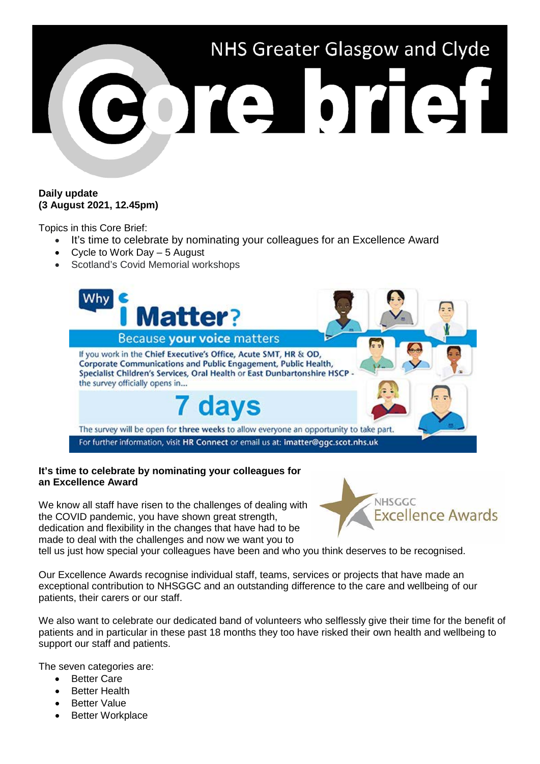NHS Greater Glasgow and Clyde

# Core brief

**Daily update**
**(3 August 2021, 12.45pm)**

Topics in this Core Brief:

- It's time to celebrate by nominating your colleagues for an Excellence Award
- Cycle to Work Day – 5 August
- Scotland's Covid Memorial workshops

Why I Matter? Because your voice matters

If you work in the Chief Executive's Office, Acute SMT, HR & OD, Corporate Communications and Public Engagement, Public Health, Specialist Children's Services, Oral Health or East Dunbartonshire HSCP - the survey officially opens in...

7 days

The survey will be open for three weeks to allow everyone an opportunity to take part.

For further information, visit HR Connect or email us at: imatter@ggc.scot.nhs.uk

**It's time to celebrate by nominating your colleagues for an Excellence Award**

NHSGGC Excellence Awards

We know all staff have risen to the challenges of dealing with the COVID pandemic, you have shown great strength, dedication and flexibility in the changes that have had to be made to deal with the challenges and now we want you to tell us just how special your colleagues have been and who you think deserves to be recognised.

Our Excellence Awards recognise individual staff, teams, services or projects that have made an exceptional contribution to NHSGGC and an outstanding difference to the care and wellbeing of our patients, their carers or our staff.

We also want to celebrate our dedicated band of volunteers who selflessly give their time for the benefit of patients and in particular in these past 18 months they too have risked their own health and wellbeing to support our staff and patients.

The seven categories are:

- Better Care
- Better Health
- Better Value
- Better Workplace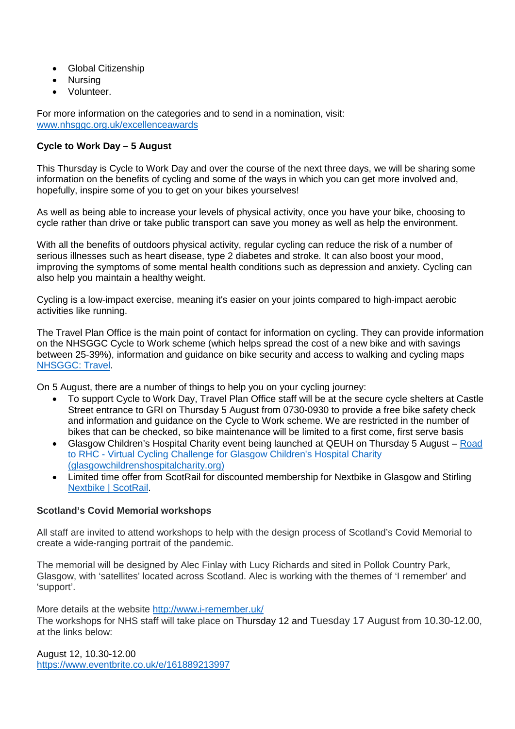- Global Citizenship
- Nursing
- Volunteer.

For more information on the categories and to send in a nomination, visit: [www.nhsggc.org.uk/excellenceawards](www.nhsggc.org.uk/excellenceawards)

**Cycle to Work Day – 5 August**

This Thursday is Cycle to Work Day and over the course of the next three days, we will be sharing some information on the benefits of cycling and some of the ways in which you can get more involved and, hopefully, inspire some of you to get on your bikes yourselves!

As well as being able to increase your levels of physical activity, once you have your bike, choosing to cycle rather than drive or take public transport can save you money as well as help the environment.

With all the benefits of outdoors physical activity, regular cycling can reduce the risk of a number of serious illnesses such as heart disease, type 2 diabetes and stroke. It can also boost your mood, improving the symptoms of some mental health conditions such as depression and anxiety. Cycling can also help you maintain a healthy weight.

Cycling is a low-impact exercise, meaning it's easier on your joints compared to high-impact aerobic activities like running.

The Travel Plan Office is the main point of contact for information on cycling. They can provide information on the NHSGGC Cycle to Work scheme (which helps spread the cost of a new bike and with savings between 25-39%), information and guidance on bike security and access to walking and cycling maps NHSGGC: Travel.

On 5 August, there are a number of things to help you on your cycling journey:

- To support Cycle to Work Day, Travel Plan Office staff will be at the secure cycle shelters at Castle Street entrance to GRI on Thursday 5 August from 0730-0930 to provide a free bike safety check and information and guidance on the Cycle to Work scheme. We are restricted in the number of bikes that can be checked, so bike maintenance will be limited to a first come, first serve basis
- Glasgow Children's Hospital Charity event being launched at QEUH on Thursday 5 August – Road to RHC - Virtual Cycling Challenge for Glasgow Children's Hospital Charity (glasgowchildrenshospitalcharity.org)
- Limited time offer from ScotRail for discounted membership for Nextbike in Glasgow and Stirling Nextbike | ScotRail.

**Scotland's Covid Memorial workshops**

All staff are invited to attend workshops to help with the design process of Scotland's Covid Memorial to create a wide-ranging portrait of the pandemic.

The memorial will be designed by Alec Finlay with Lucy Richards and sited in Pollok Country Park, Glasgow, with 'satellites' located across Scotland. Alec is working with the themes of 'I remember' and 'support'.

More details at the website [http://www.i-remember.uk/](http://www.i-remember.uk/)
The workshops for NHS staff will take place on Thursday 12 and Tuesday 17 August from 10.30-12.00, at the links below:

August 12, 10.30-12.00
[https://www.eventbrite.co.uk/e/161889213997](https://www.eventbrite.co.uk/e/161889213997)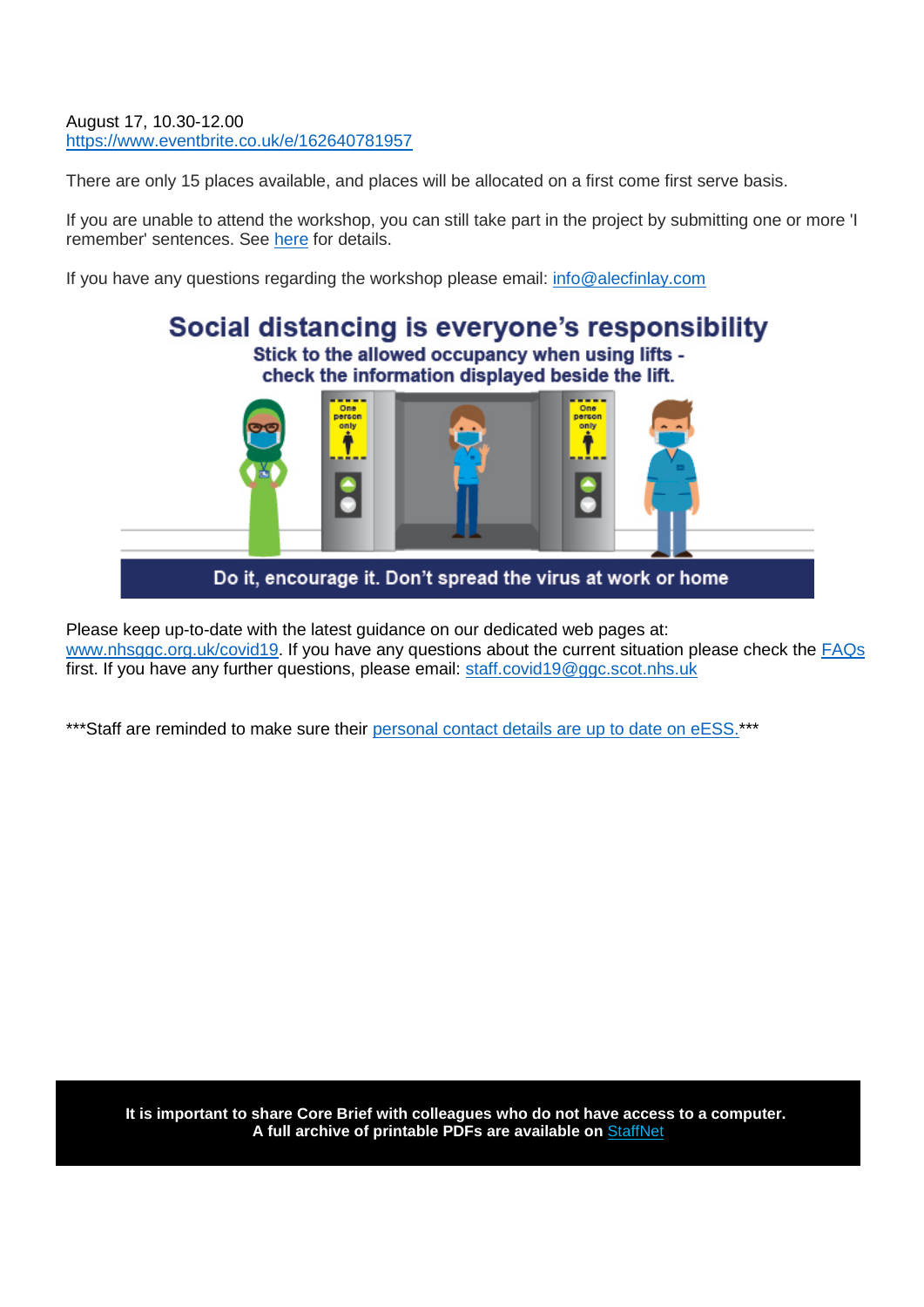August 17, 10.30-12.00
https://www.eventbrite.co.uk/e/162640781957

There are only 15 places available, and places will be allocated on a first come first serve basis.

If you are unable to attend the workshop, you can still take part in the project by submitting one or more 'I remember' sentences. See here for details.

If you have any questions regarding the workshop please email: info@alecfinlay.com

**Social distancing is everyone's responsibility**

**Stick to the allowed occupancy when using lifts - check the information displayed beside the lift.**

One person only

One person only

**Do it, encourage it. Don't spread the virus at work or home**

Please keep up-to-date with the latest guidance on our dedicated web pages at: www.nhsggc.org.uk/covid19. If you have any questions about the current situation please check the FAQs first. If you have any further questions, please email: staff.covid19@ggc.scot.nhs.uk

***Staff are reminded to make sure their personal contact details are up to date on eESS.***

**It is important to share Core Brief with colleagues who do not have access to a computer.**
**A full archive of printable PDFs are available on StaffNet**